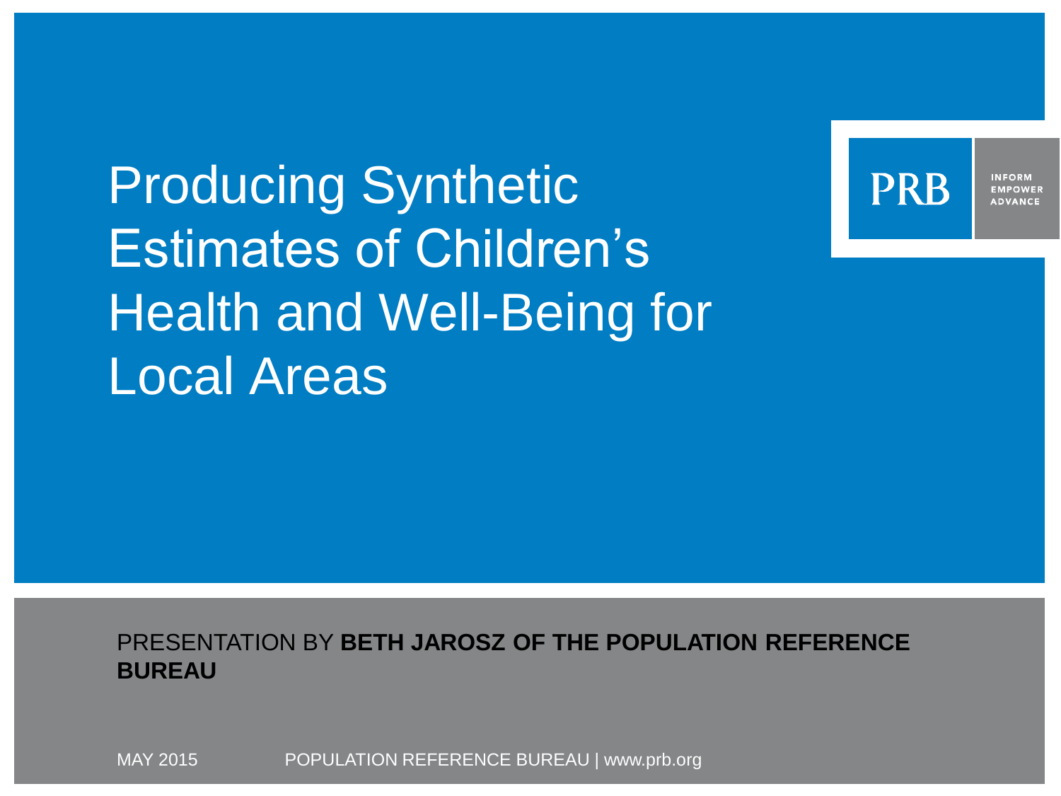# Producing Synthetic Estimates of Children's Health and Well-Being for Local Areas

PRB

INFORM
EMPOWER
ADVANCE

PRESENTATION BY **BETH JAROSZ OF THE POPULATION REFERENCE BUREAU**

MAY 2015

POPULATION REFERENCE BUREAU | www.prb.org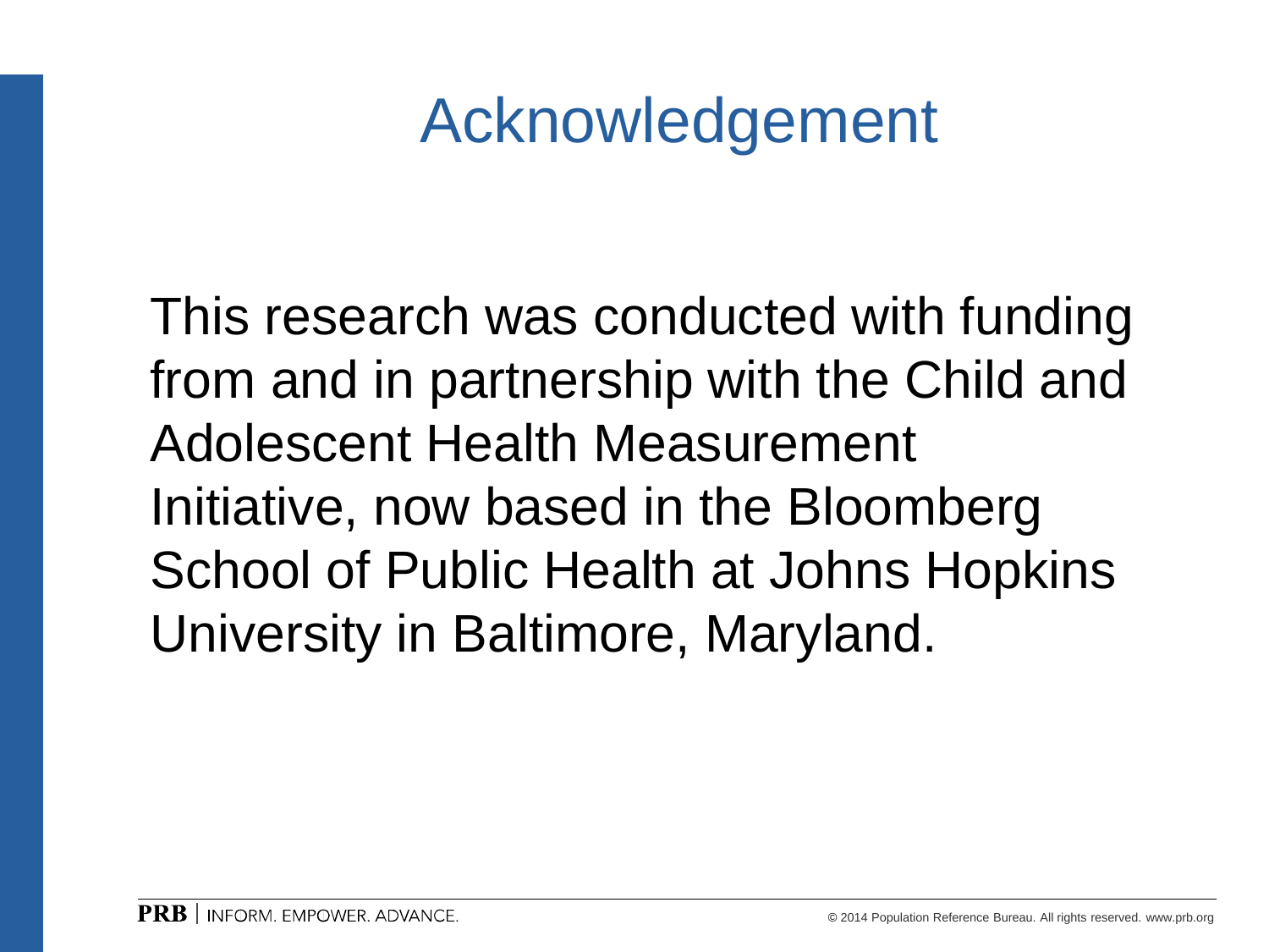# Acknowledgement

This research was conducted with funding from and in partnership with the Child and Adolescent Health Measurement Initiative, now based in the Bloomberg School of Public Health at Johns Hopkins University in Baltimore, Maryland.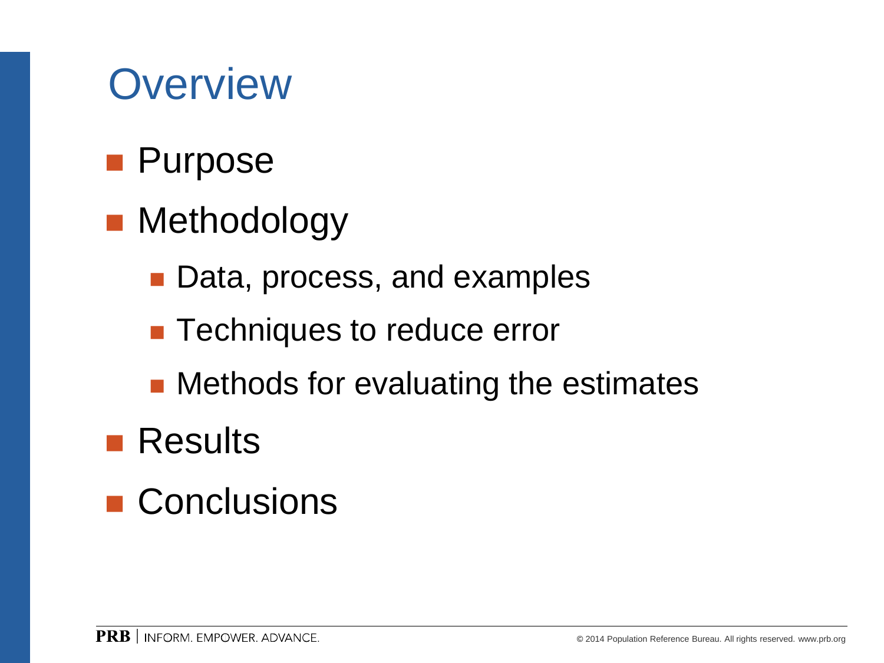# Overview

- Purpose
- Methodology
  - Data, process, and examples
  - Techniques to reduce error
  - Methods for evaluating the estimates
- Results
- Conclusions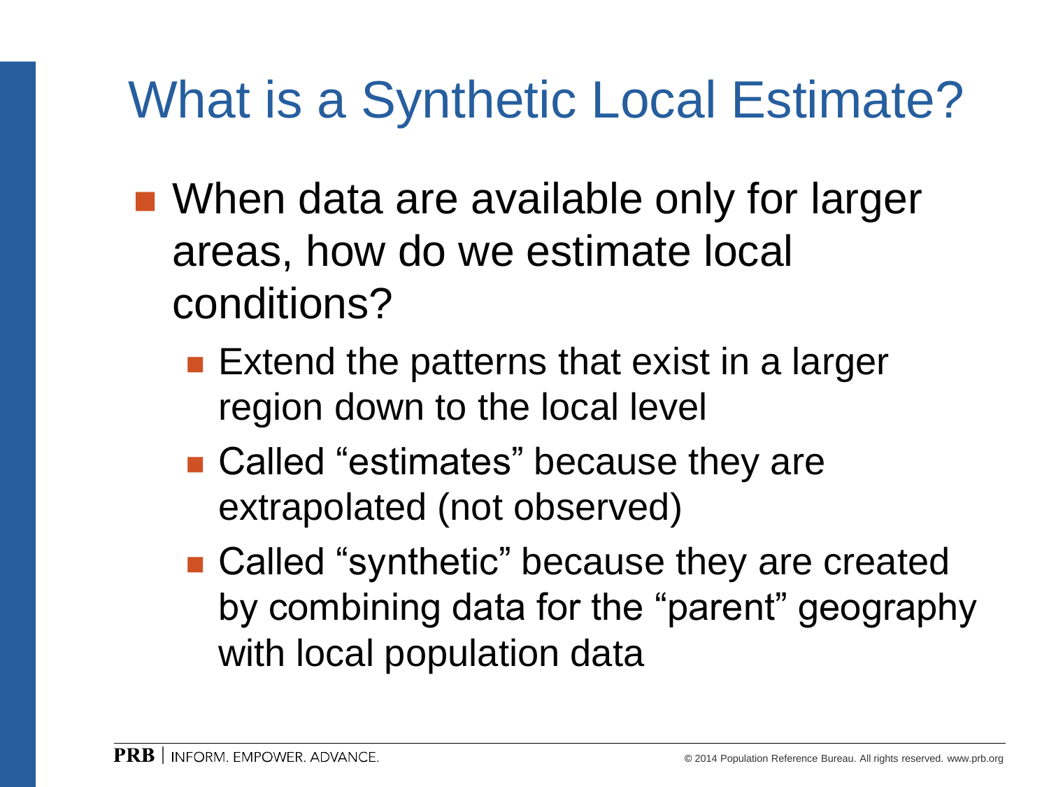# What is a Synthetic Local Estimate?

- When data are available only for larger areas, how do we estimate local conditions?
  - Extend the patterns that exist in a larger region down to the local level
  - Called “estimates” because they are extrapolated (not observed)
  - Called “synthetic” because they are created by combining data for the “parent” geography with local population data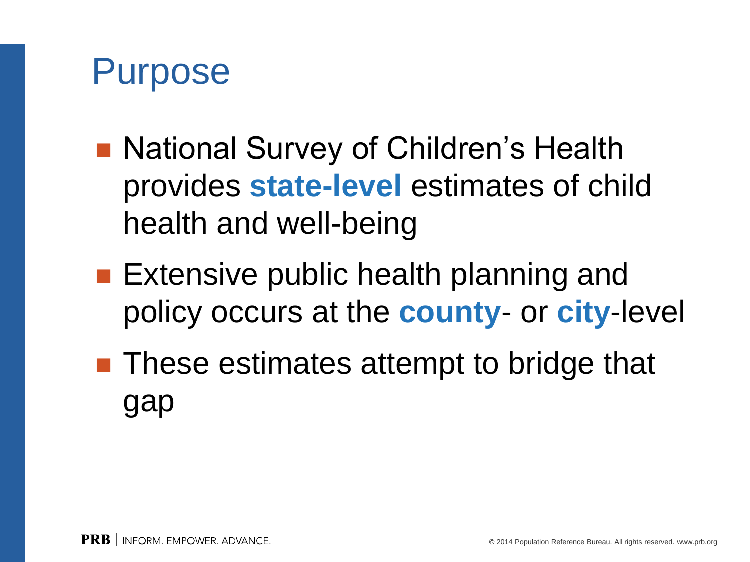# Purpose

- National Survey of Children's Health provides **state-level** estimates of child health and well-being
- Extensive public health planning and policy occurs at the **county**- or **city**-level
- These estimates attempt to bridge that gap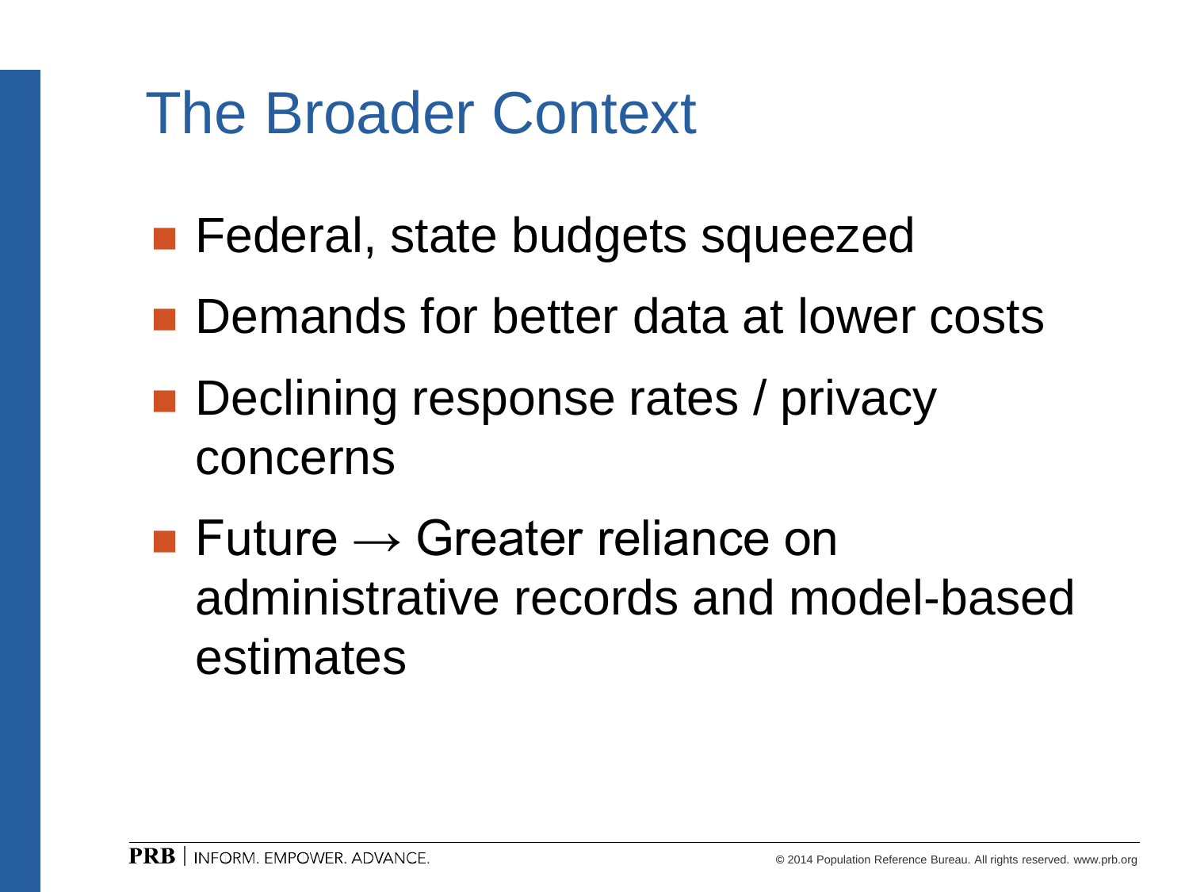# The Broader Context

- Federal, state budgets squeezed
- Demands for better data at lower costs
- Declining response rates / privacy concerns
- Future → Greater reliance on administrative records and model-based estimates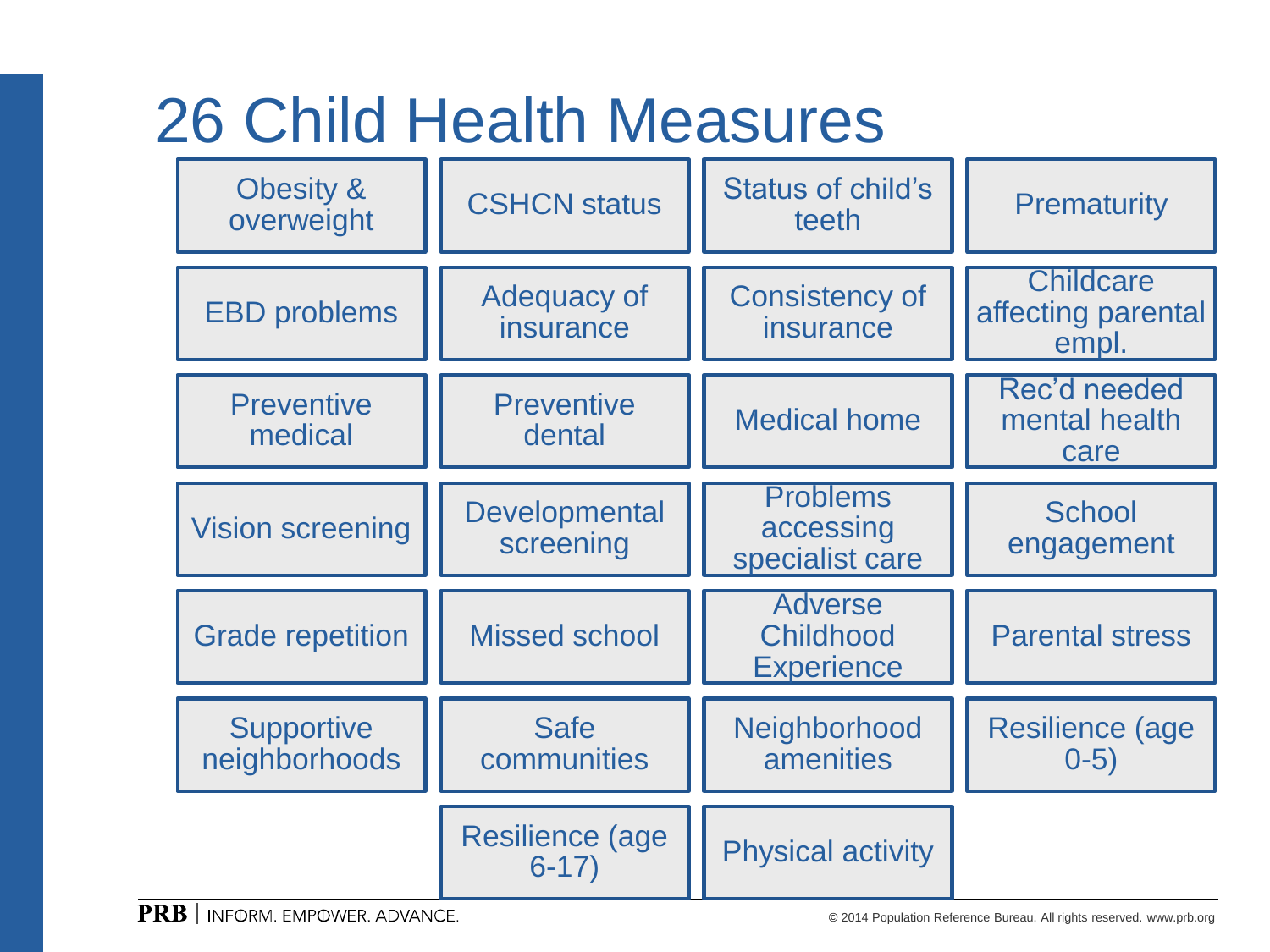# 26 Child Health Measures

| | | | |
|---|---|---|---|
| Obesity & overweight | CSHCN status | Status of child's teeth | Prematurity |
| EBD problems | Adequacy of insurance | Consistency of insurance | Childcare affecting parental empl. |
| Preventive medical | Preventive dental | Medical home | Rec'd needed mental health care |
| Vision screening | Developmental screening | Problems accessing specialist care | School engagement |
| Grade repetition | Missed school | Adverse Childhood Experience | Parental stress |
| Supportive neighborhoods | Safe communities | Neighborhood amenities | Resilience (age 0-5) |
| | Resilience (age 6-17) | Physical activity | |

PRB | INFORM. EMPOWER. ADVANCE.

© 2014 Population Reference Bureau. All rights reserved. www.prb.org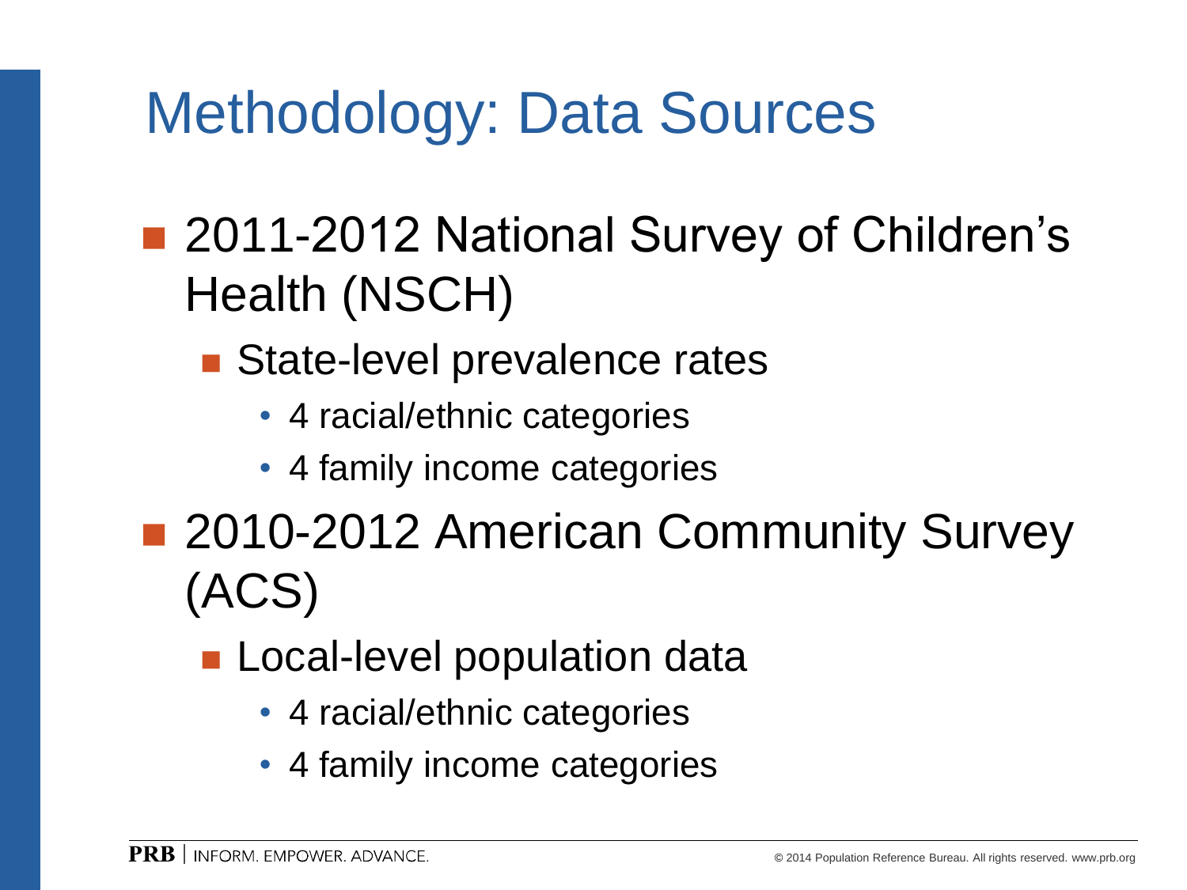# Methodology: Data Sources

- 2011-2012 National Survey of Children's Health (NSCH)
  - State-level prevalence rates
    - 4 racial/ethnic categories
    - 4 family income categories
- 2010-2012 American Community Survey (ACS)
  - Local-level population data
    - 4 racial/ethnic categories
    - 4 family income categories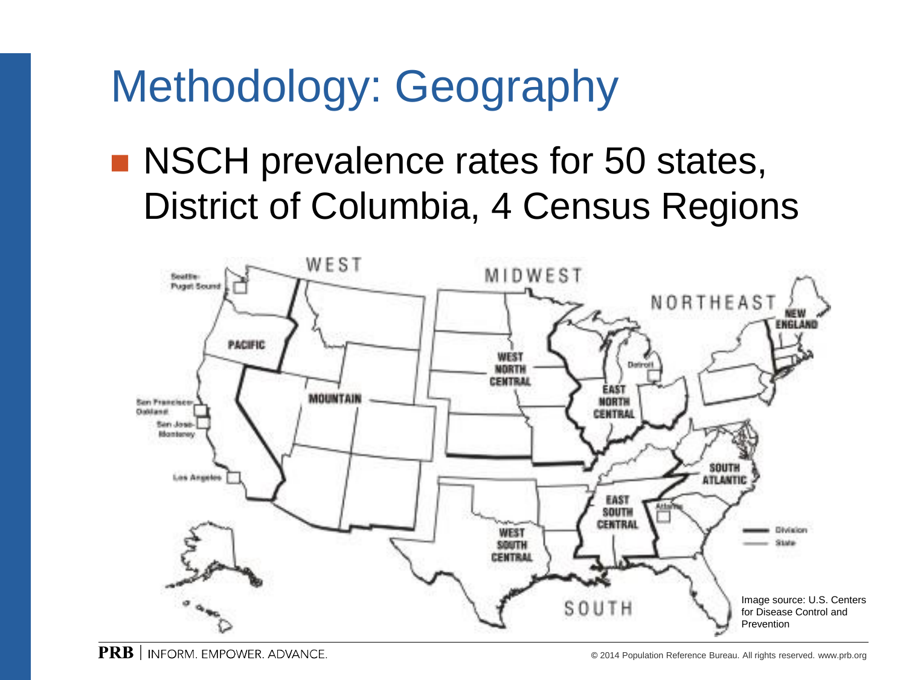# Methodology: Geography

- NSCH prevalence rates for 50 states, District of Columbia, 4 Census Regions

Image source: U.S. Centers for Disease Control and Prevention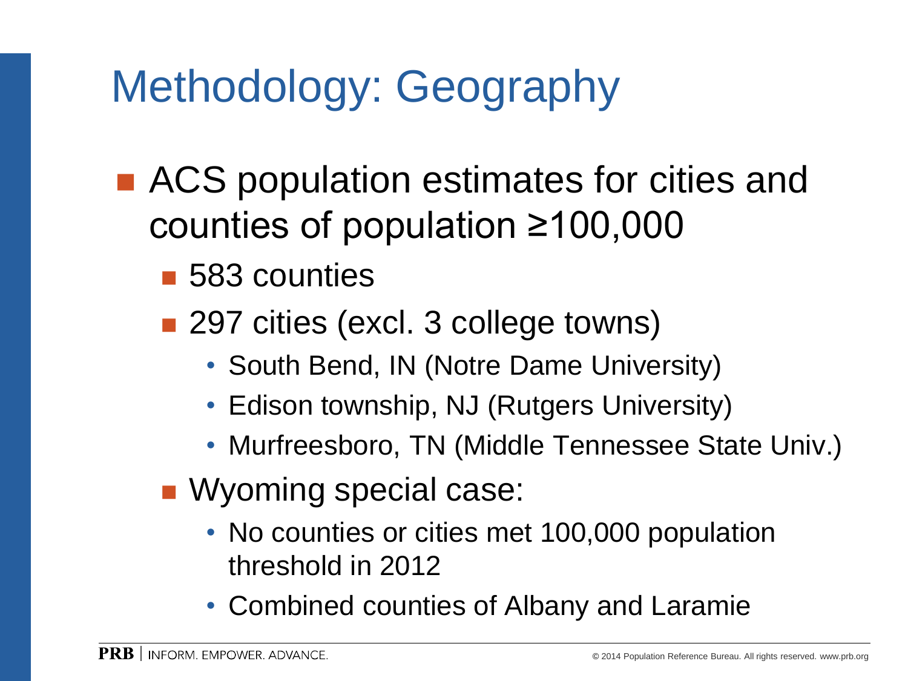# Methodology: Geography

- ACS population estimates for cities and counties of population ≥100,000
  - 583 counties
  - 297 cities (excl. 3 college towns)
    - South Bend, IN (Notre Dame University)
    - Edison township, NJ (Rutgers University)
    - Murfreesboro, TN (Middle Tennessee State Univ.)
  - Wyoming special case:
    - No counties or cities met 100,000 population threshold in 2012
    - Combined counties of Albany and Laramie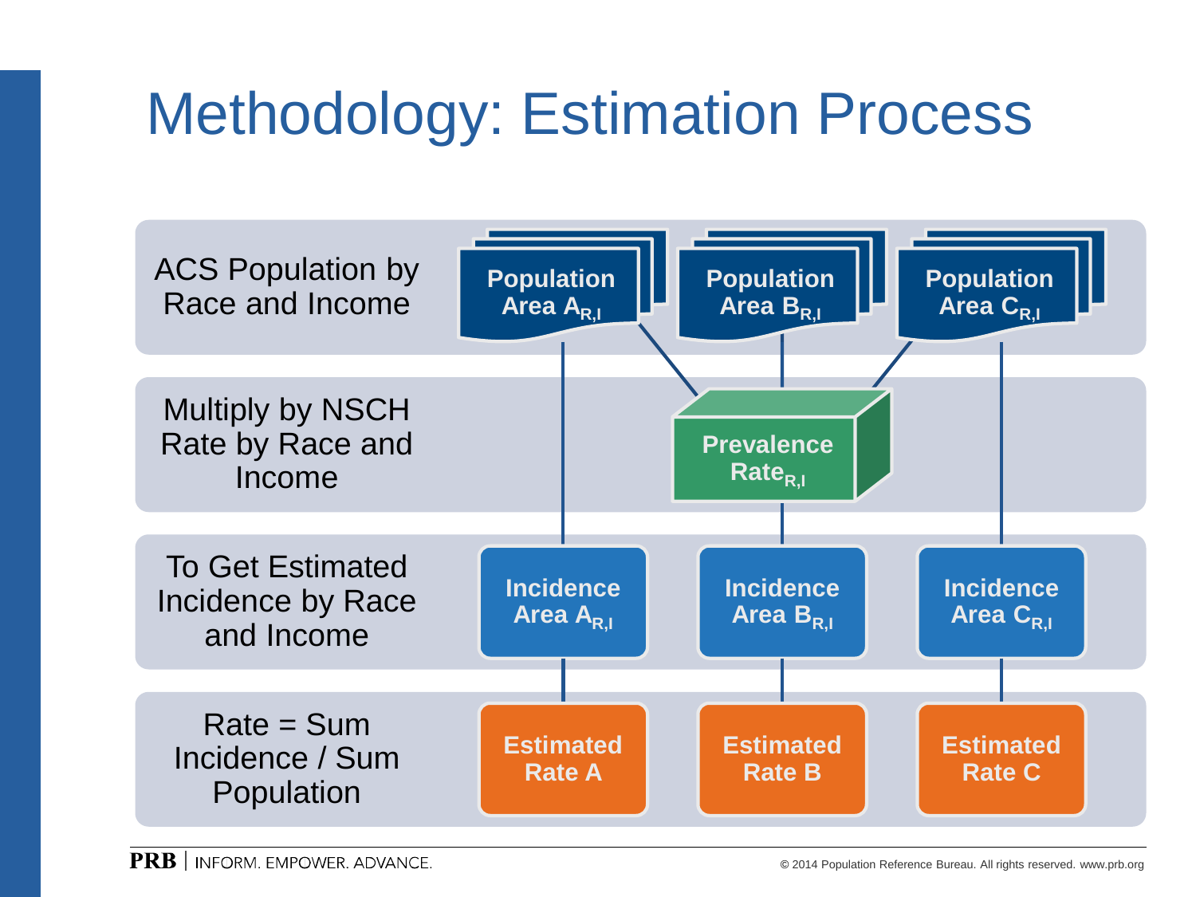# Methodology: Estimation Process

ACS Population by Race and Income

Population Area $A_{R,I}$

Population Area $B_{R,I}$

Population Area $C_{R,I}$

Multiply by NSCH Rate by Race and Income

Prevalence $Rate_{R,I}$

To Get Estimated Incidence by Race and Income

Incidence Area $A_{R,I}$

Incidence Area $B_{R,I}$

Incidence Area $C_{R,I}$

Rate = Sum Incidence / Sum Population

Estimated Rate A

Estimated Rate B

Estimated Rate C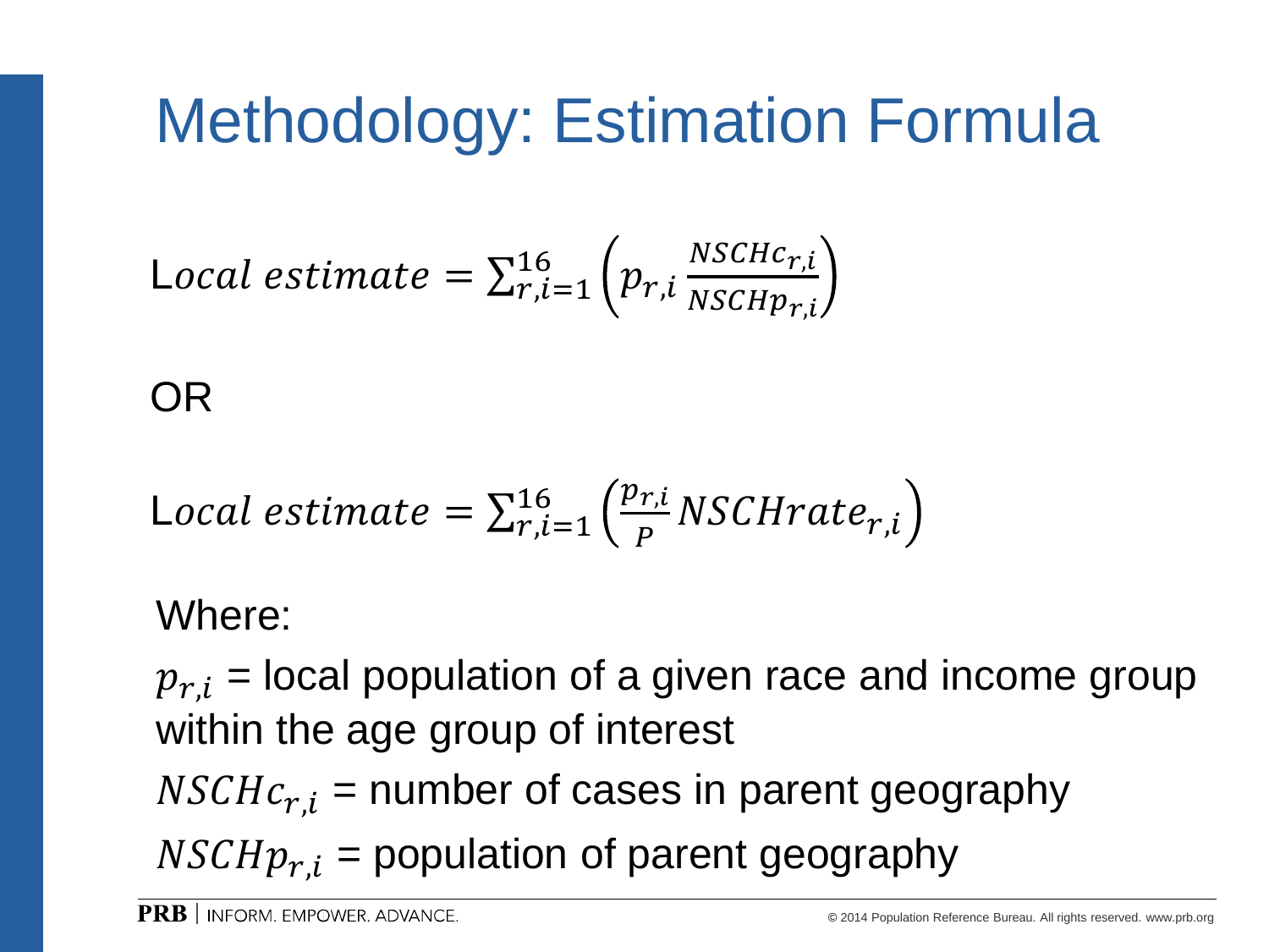# Methodology: Estimation Formula

$$\text{Local estimate} = \sum_{r,i=1}^{16} \left( p_{r,i} \frac{NSCHc_{r,i}}{NSCHp_{r,i}} \right)$$

OR

$$\text{Local estimate} = \sum_{r,i=1}^{16} \left( \frac{p_{r,i}}{P} NSCHrate_{r,i} \right)$$

Where:

$p_{r,i}$ = local population of a given race and income group within the age group of interest

$NSCHc_{r,i}$ = number of cases in parent geography

$NSCHp_{r,i}$ = population of parent geography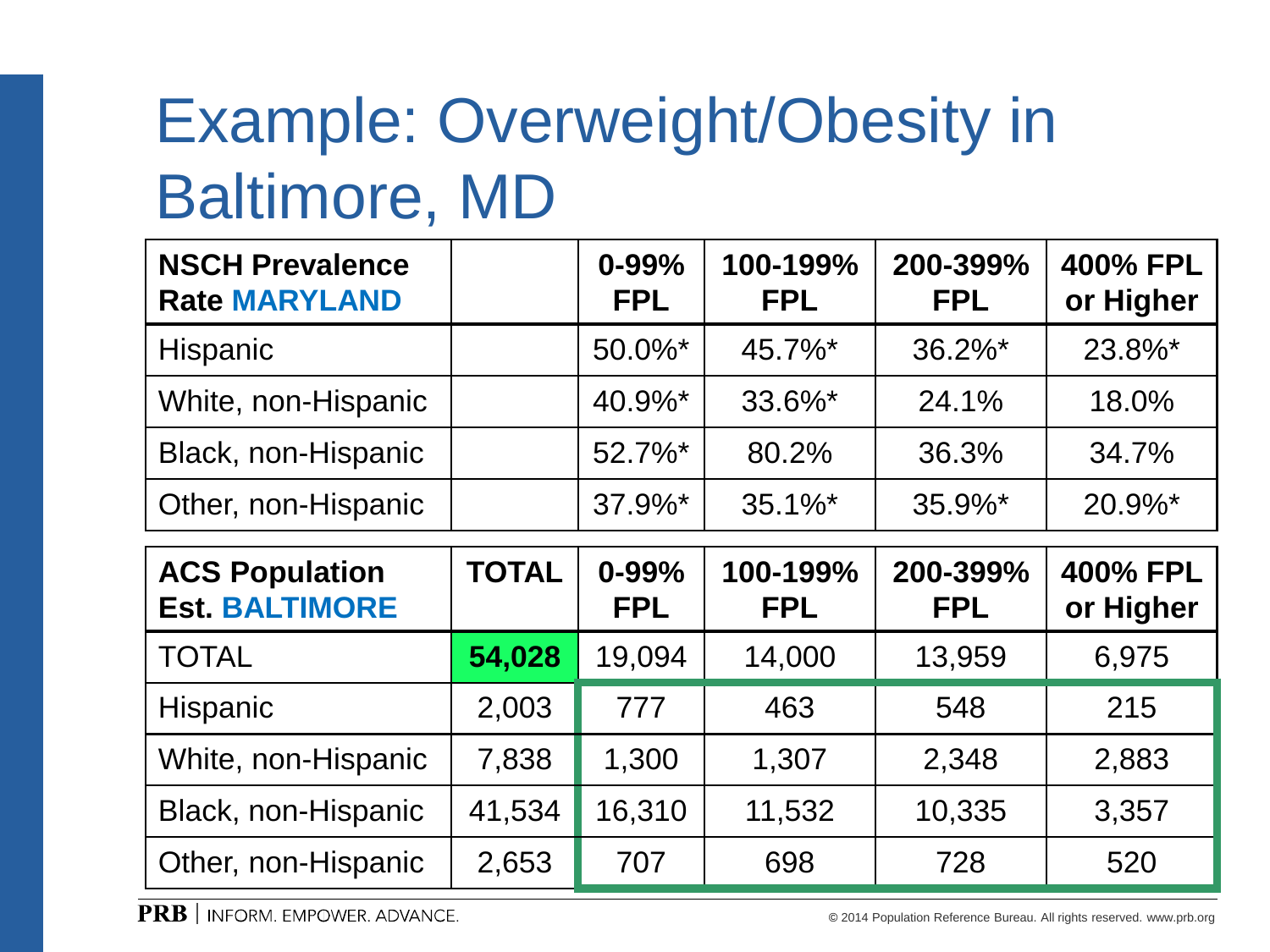# Example: Overweight/Obesity in Baltimore, MD

| NSCH Prevalence Rate MARYLAND | | 0-99% FPL | 100-199% FPL | 200-399% FPL | 400% FPL or Higher |
|---|---|---|---|---|---|
| Hispanic | | 50.0%* | 45.7%* | 36.2%* | 23.8%* |
| White, non-Hispanic | | 40.9%* | 33.6%* | 24.1% | 18.0% |
| Black, non-Hispanic | | 52.7%* | 80.2% | 36.3% | 34.7% |
| Other, non-Hispanic | | 37.9%* | 35.1%* | 35.9%* | 20.9%* |

| ACS Population Est. BALTIMORE | TOTAL | 0-99% FPL | 100-199% FPL | 200-399% FPL | 400% FPL or Higher |
|---|---|---|---|---|---|
| TOTAL | **54,028** | 19,094 | 14,000 | 13,959 | 6,975 |
| Hispanic | 2,003 | 777 | 463 | 548 | 215 |
| White, non-Hispanic | 7,838 | 1,300 | 1,307 | 2,348 | 2,883 |
| Black, non-Hispanic | 41,534 | 16,310 | 11,532 | 10,335 | 3,357 |
| Other, non-Hispanic | 2,653 | 707 | 698 | 728 | 520 |

PRB | INFORM. EMPOWER. ADVANCE.

© 2014 Population Reference Bureau. All rights reserved. www.prb.org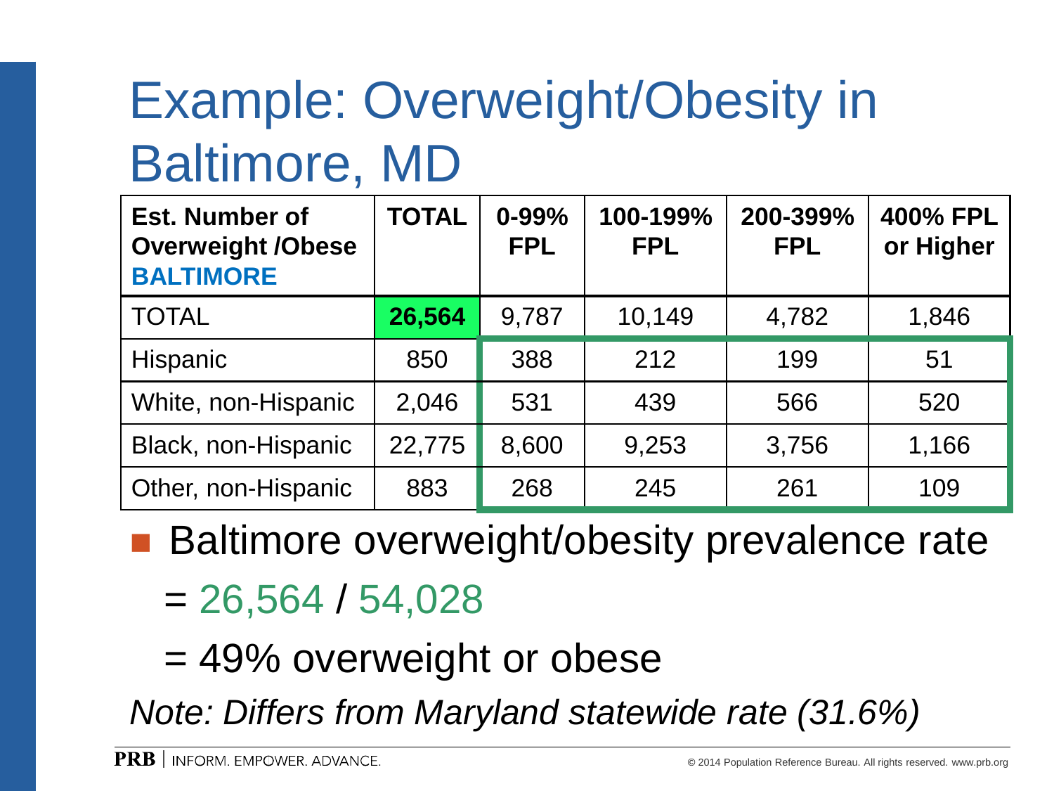# Example: Overweight/Obesity in Baltimore, MD

| Est. Number of Overweight /Obese **BALTIMORE** | TOTAL | 0-99% FPL | 100-199% FPL | 200-399% FPL | 400% FPL or Higher |
|---|---|---|---|---|---|
| TOTAL | **26,564** | 9,787 | 10,149 | 4,782 | 1,846 |
| Hispanic | 850 | 388 | 212 | 199 | 51 |
| White, non-Hispanic | 2,046 | 531 | 439 | 566 | 520 |
| Black, non-Hispanic | 22,775 | 8,600 | 9,253 | 3,756 | 1,166 |
| Other, non-Hispanic | 883 | 268 | 245 | 261 | 109 |

- Baltimore overweight/obesity prevalence rate
  - = 26,564 / 54,028
  - = 49% overweight or obese

*Note: Differs from Maryland statewide rate (31.6%)*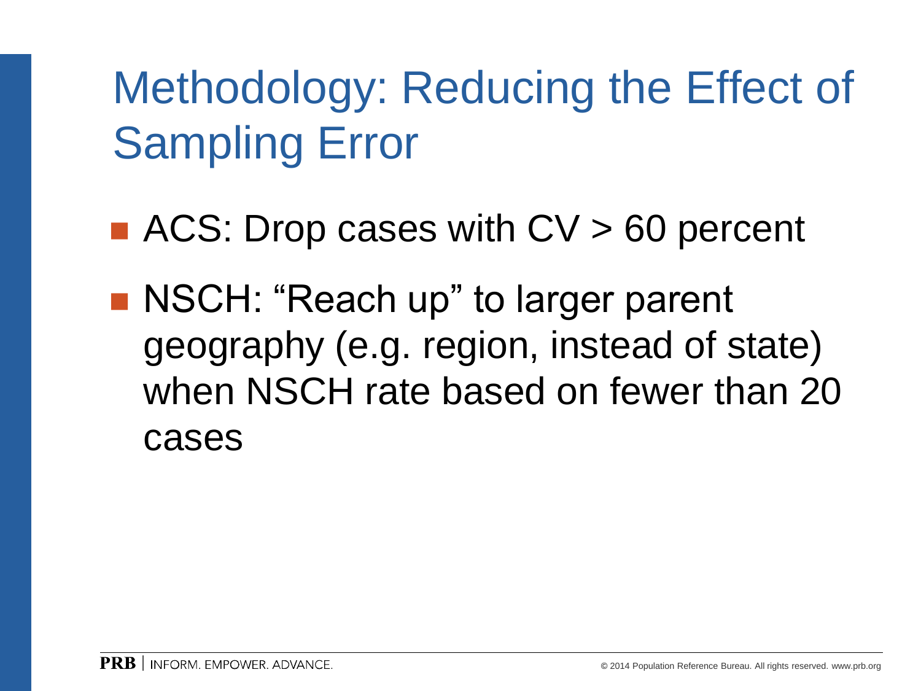# Methodology: Reducing the Effect of Sampling Error

- ACS: Drop cases with CV > 60 percent
- NSCH: “Reach up” to larger parent geography (e.g. region, instead of state) when NSCH rate based on fewer than 20 cases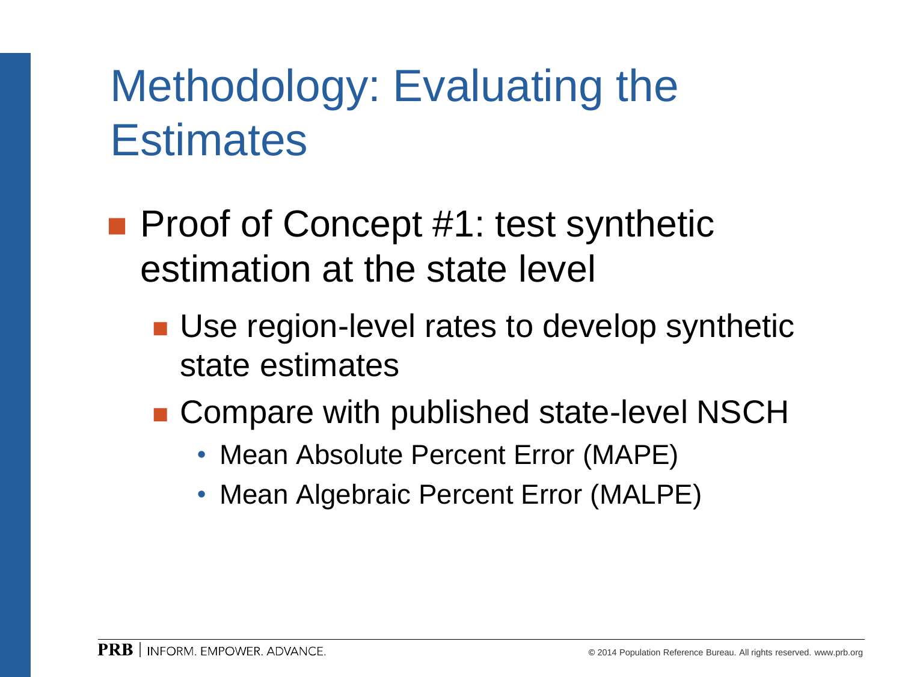# Methodology: Evaluating the Estimates

- Proof of Concept #1: test synthetic estimation at the state level
  - Use region-level rates to develop synthetic state estimates
  - Compare with published state-level NSCH
    - Mean Absolute Percent Error (MAPE)
    - Mean Algebraic Percent Error (MALPE)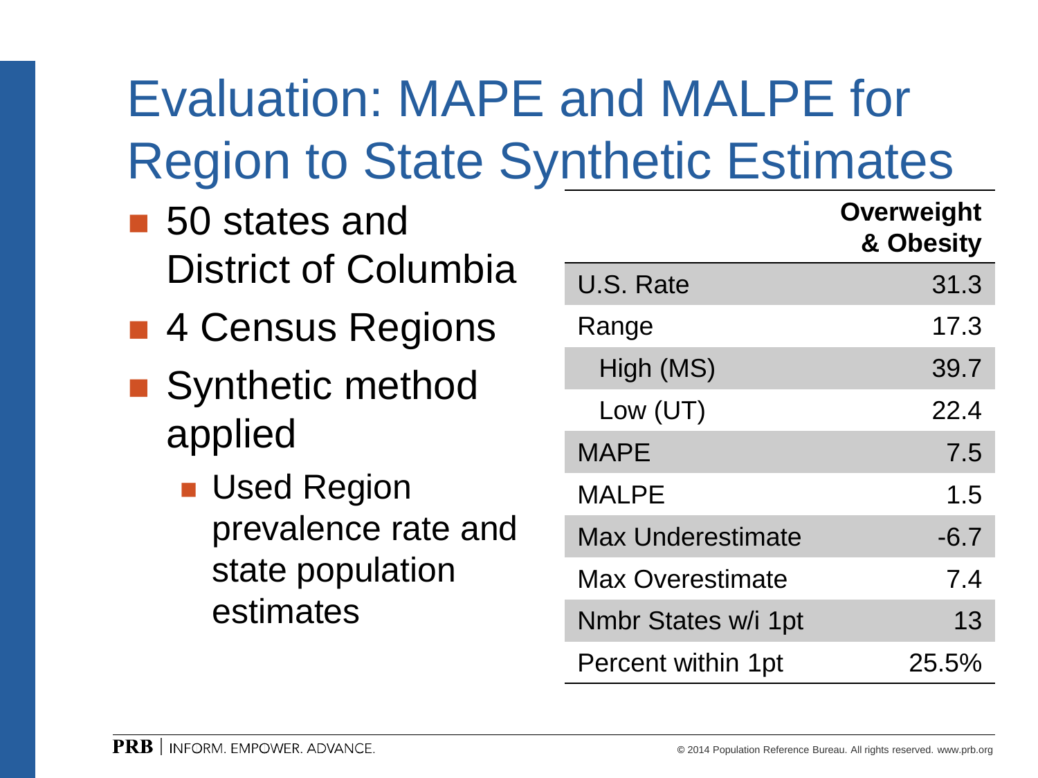# Evaluation: MAPE and MALPE for Region to State Synthetic Estimates

- 50 states and District of Columbia
- 4 Census Regions
- Synthetic method applied
  - Used Region prevalence rate and state population estimates

| | Overweight & Obesity |
|---|---|
| U.S. Rate | 31.3 |
| Range | 17.3 |
| High (MS) | 39.7 |
| Low (UT) | 22.4 |
| MAPE | 7.5 |
| MALPE | 1.5 |
| Max Underestimate | -6.7 |
| Max Overestimate | 7.4 |
| Nmbr States w/i 1pt | 13 |
| Percent within 1pt | 25.5% |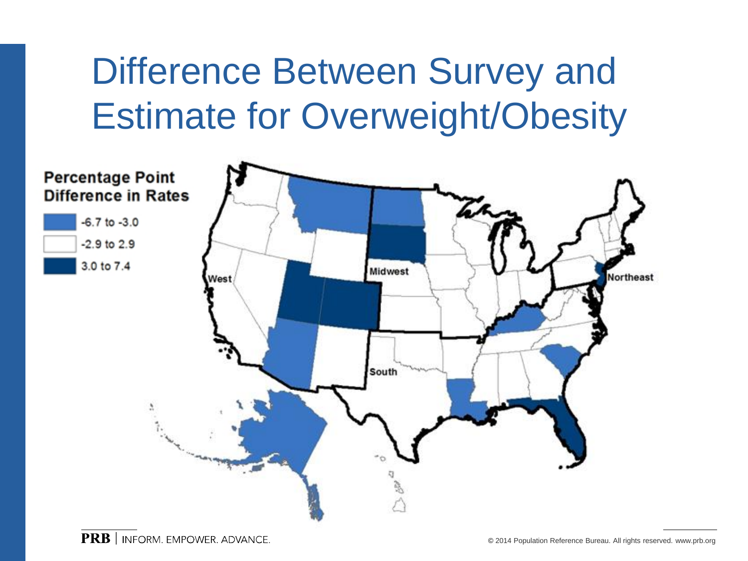# Difference Between Survey and Estimate for Overweight/Obesity

**Percentage Point Difference in Rates**

- -6.7 to -3.0
- -2.9 to 2.9
- 3.0 to 7.4

West

Midwest

Northeast

South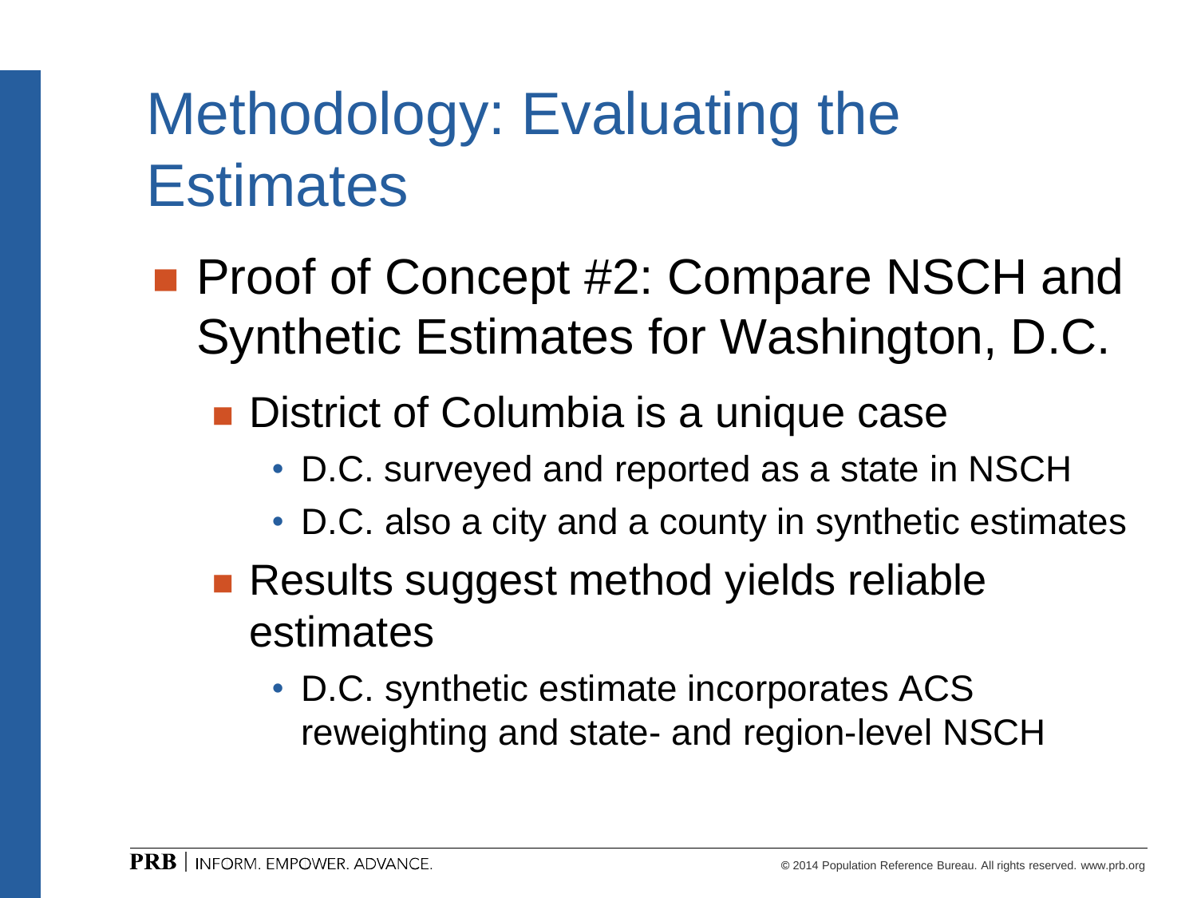# Methodology: Evaluating the Estimates

- Proof of Concept #2: Compare NSCH and Synthetic Estimates for Washington, D.C.
  - District of Columbia is a unique case
    - D.C. surveyed and reported as a state in NSCH
    - D.C. also a city and a county in synthetic estimates
  - Results suggest method yields reliable estimates
    - D.C. synthetic estimate incorporates ACS reweighting and state- and region-level NSCH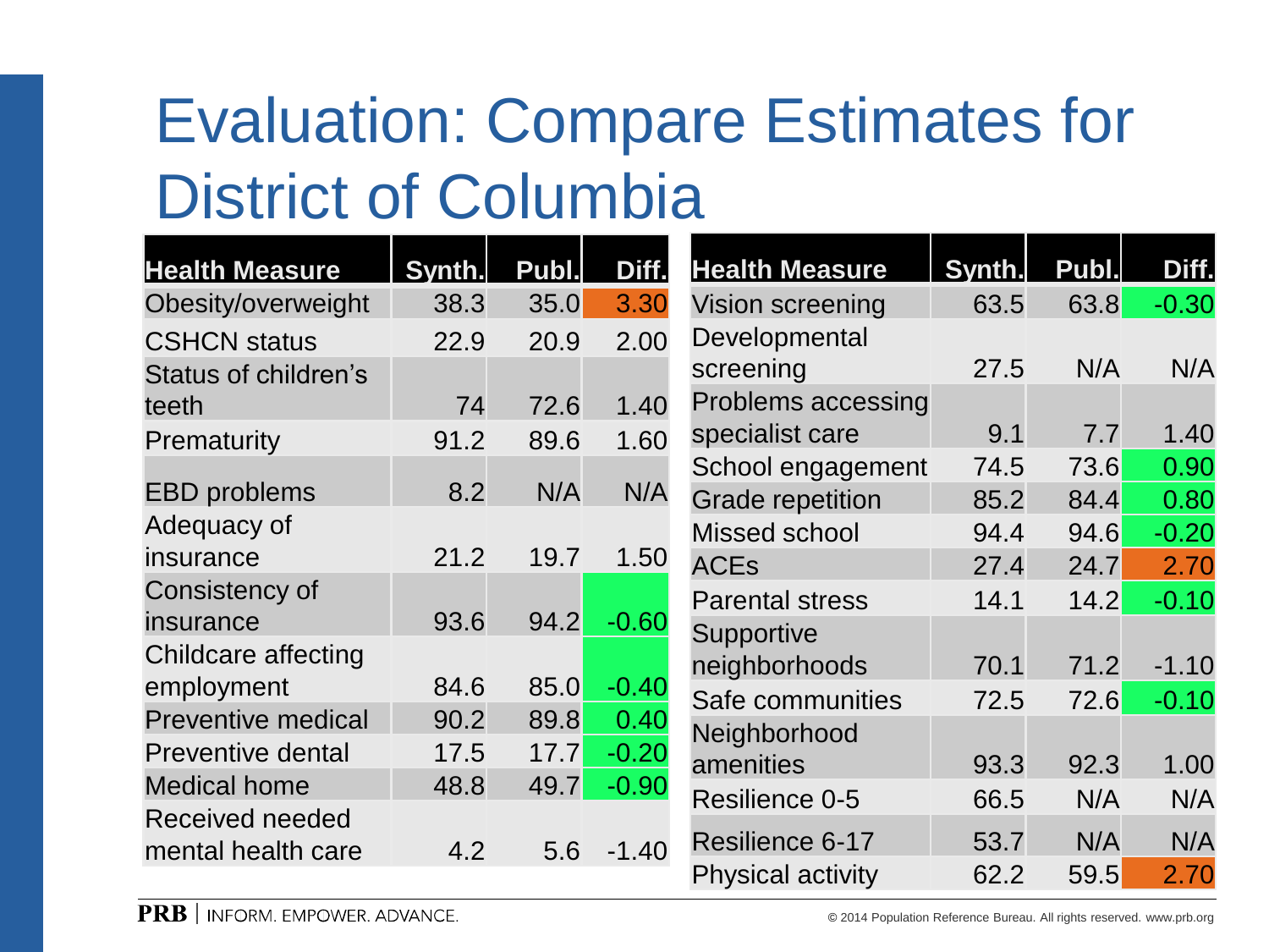# Evaluation: Compare Estimates for District of Columbia

| Health Measure | Synth. | Publ. | Diff. |
|---|---|---|---|
| Obesity/overweight | 38.3 | 35.0 | 3.30 |
| CSHCN status | 22.9 | 20.9 | 2.00 |
| Status of children's teeth | 74 | 72.6 | 1.40 |
| Prematurity | 91.2 | 89.6 | 1.60 |
| EBD problems | 8.2 | N/A | N/A |
| Adequacy of insurance | 21.2 | 19.7 | 1.50 |
| Consistency of insurance | 93.6 | 94.2 | -0.60 |
| Childcare affecting employment | 84.6 | 85.0 | -0.40 |
| Preventive medical | 90.2 | 89.8 | 0.40 |
| Preventive dental | 17.5 | 17.7 | -0.20 |
| Medical home | 48.8 | 49.7 | -0.90 |
| Received needed mental health care | 4.2 | 5.6 | -1.40 |

| Health Measure | Synth. | Publ. | Diff. |
|---|---|---|---|
| Vision screening | 63.5 | 63.8 | -0.30 |
| Developmental screening | 27.5 | N/A | N/A |
| Problems accessing specialist care | 9.1 | 7.7 | 1.40 |
| School engagement | 74.5 | 73.6 | 0.90 |
| Grade repetition | 85.2 | 84.4 | 0.80 |
| Missed school | 94.4 | 94.6 | -0.20 |
| ACEs | 27.4 | 24.7 | 2.70 |
| Parental stress | 14.1 | 14.2 | -0.10 |
| Supportive neighborhoods | 70.1 | 71.2 | -1.10 |
| Safe communities | 72.5 | 72.6 | -0.10 |
| Neighborhood amenities | 93.3 | 92.3 | 1.00 |
| Resilience 0-5 | 66.5 | N/A | N/A |
| Resilience 6-17 | 53.7 | N/A | N/A |
| Physical activity | 62.2 | 59.5 | 2.70 |

PRB | INFORM. EMPOWER. ADVANCE.

© 2014 Population Reference Bureau. All rights reserved. www.prb.org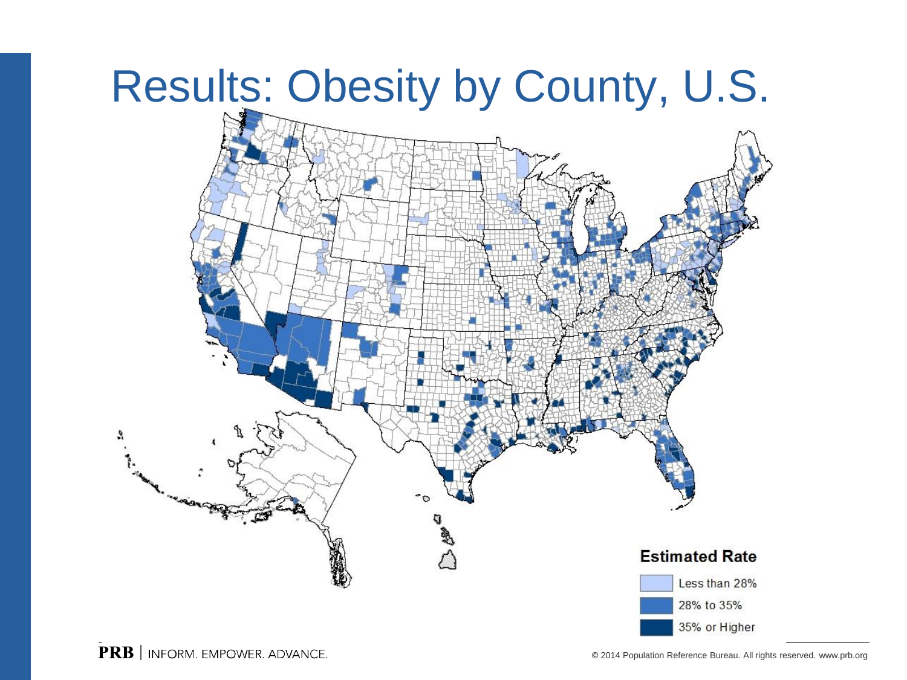# Results: Obesity by County, U.S.

**Estimated Rate**

- Less than 28%
- 28% to 35%
- 35% or Higher

PRB | INFORM. EMPOWER. ADVANCE.

© 2014 Population Reference Bureau. All rights reserved. www.prb.org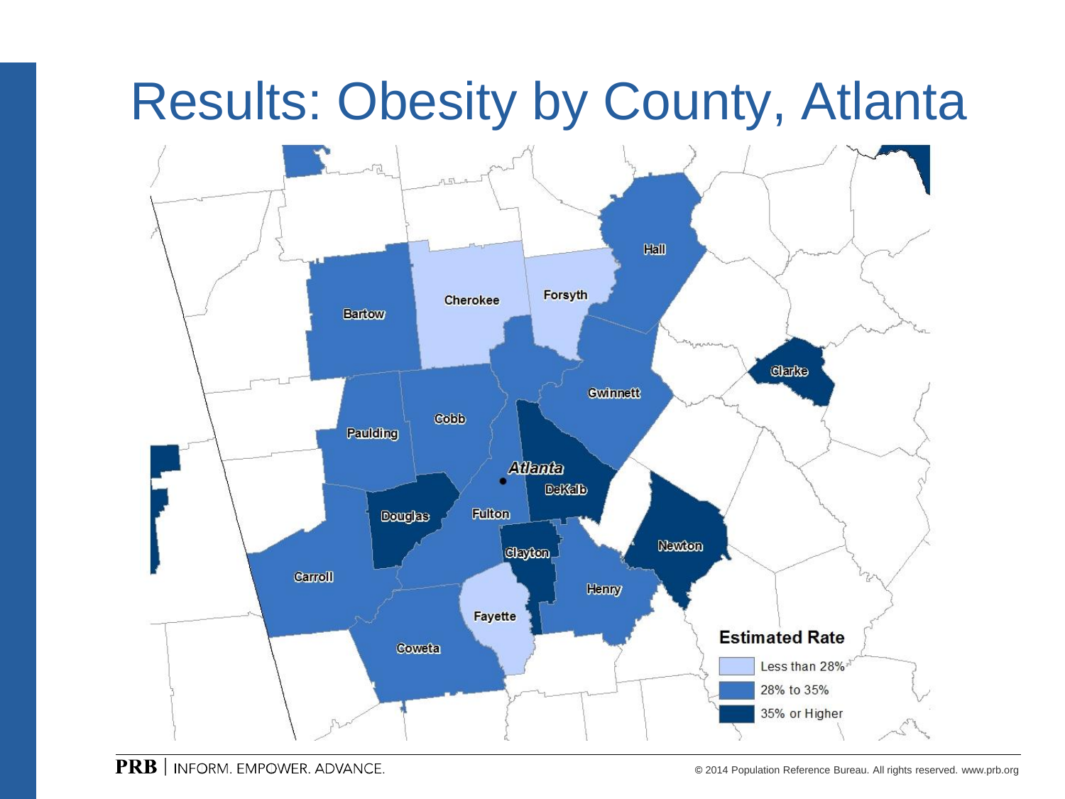# Results: Obesity by County, Atlanta

Cherokee
Forsyth
Hall
Bartow
Clarke
Gwinnett
Cobb
Paulding
Atlanta
DeKalb
Douglas
Fulton
Clayton
Newton
Carroll
Henry
Fayette
Coweta

**Estimated Rate**

- Less than 28%
- 28% to 35%
- 35% or Higher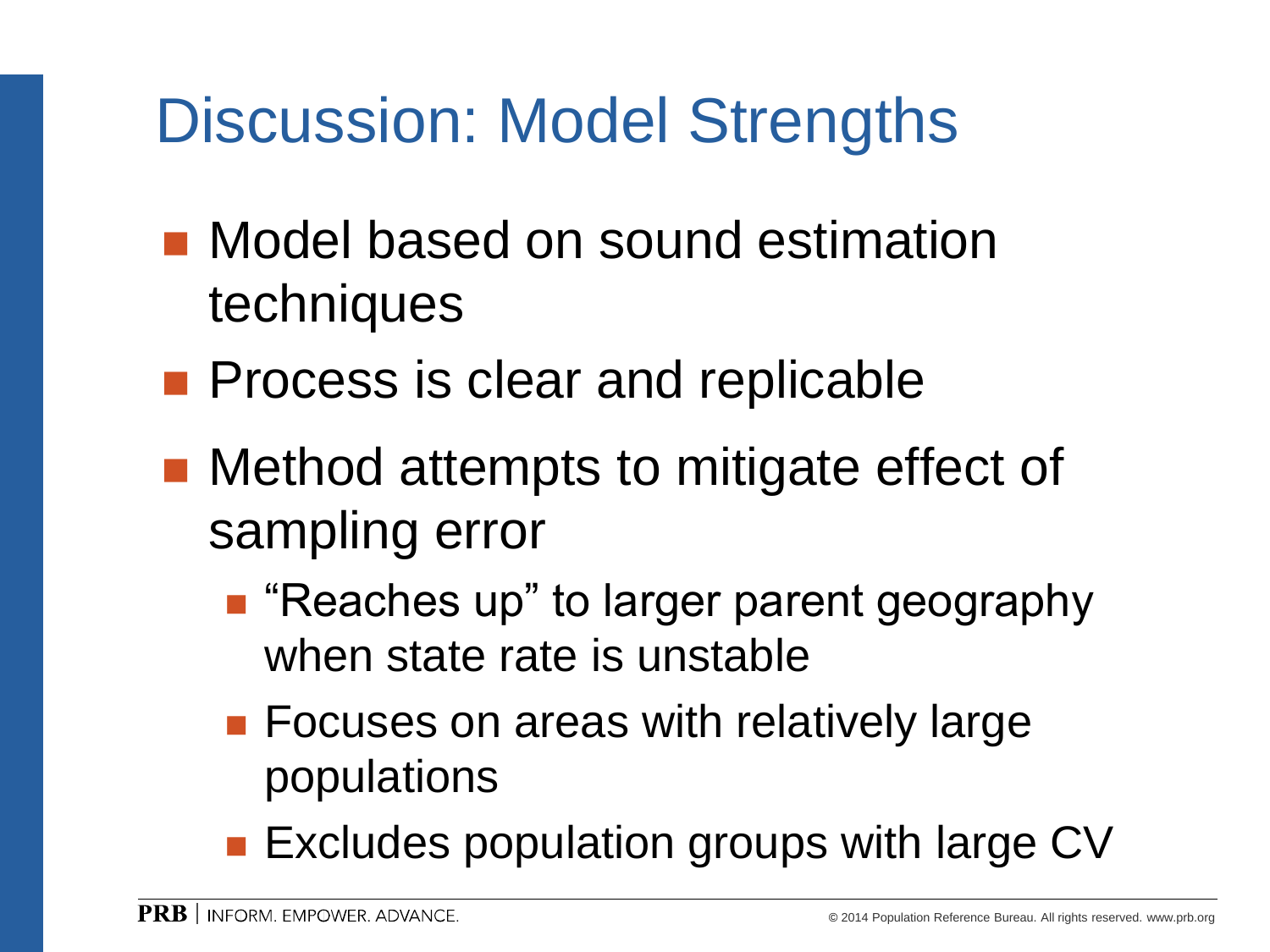# Discussion: Model Strengths

- Model based on sound estimation techniques
- Process is clear and replicable
- Method attempts to mitigate effect of sampling error
  - “Reaches up” to larger parent geography when state rate is unstable
  - Focuses on areas with relatively large populations
  - Excludes population groups with large CV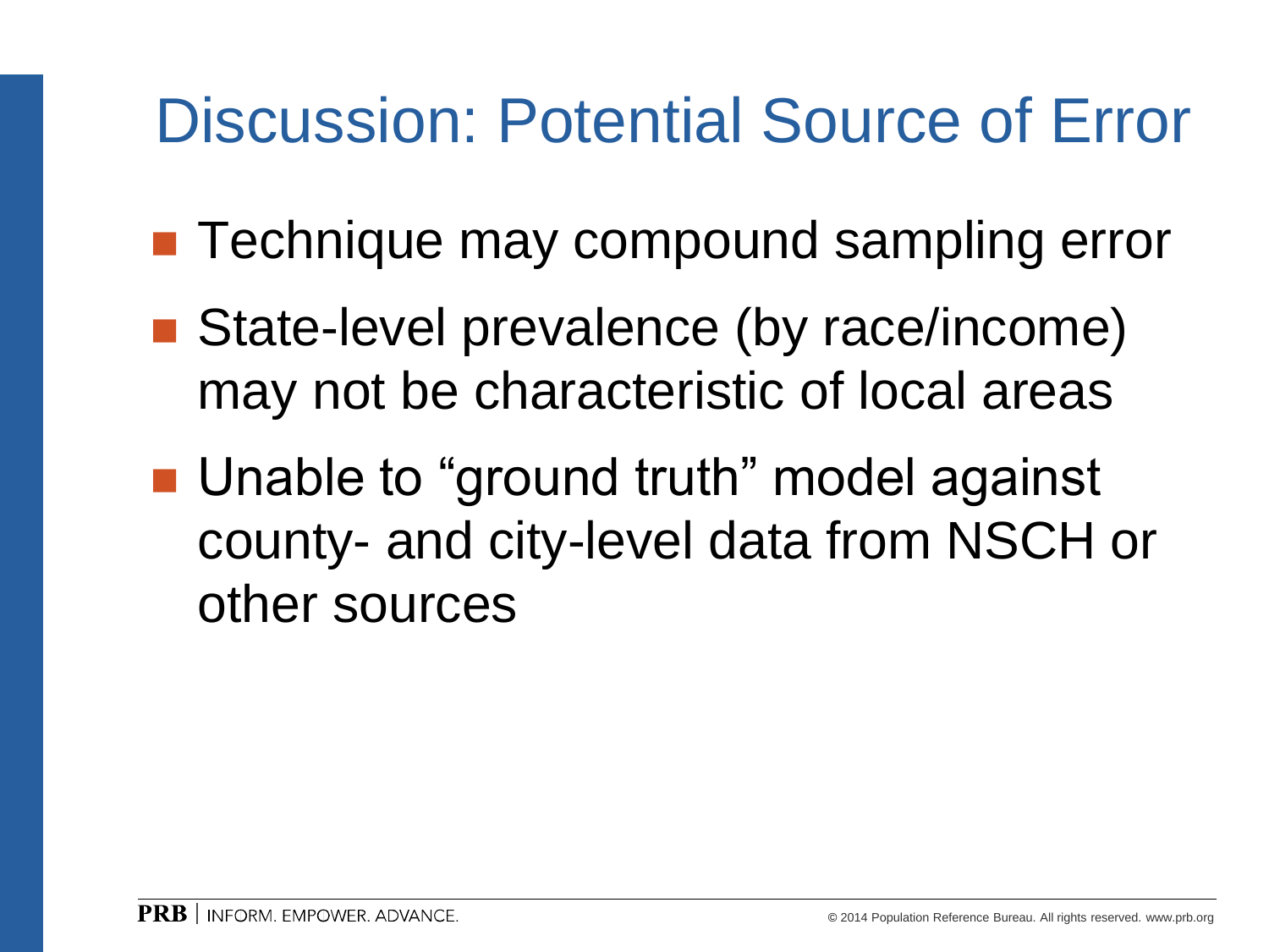# Discussion: Potential Source of Error

- Technique may compound sampling error
- State-level prevalence (by race/income) may not be characteristic of local areas
- Unable to “ground truth” model against county- and city-level data from NSCH or other sources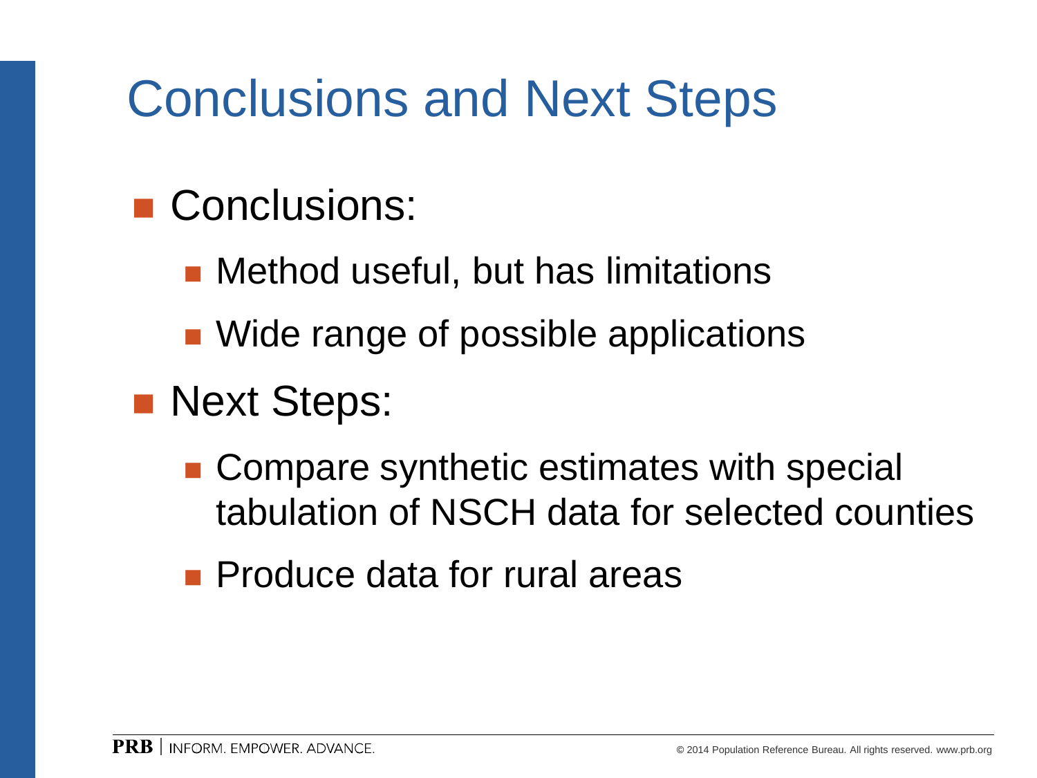# Conclusions and Next Steps

- Conclusions:
  - Method useful, but has limitations
  - Wide range of possible applications
- Next Steps:
  - Compare synthetic estimates with special tabulation of NSCH data for selected counties
  - Produce data for rural areas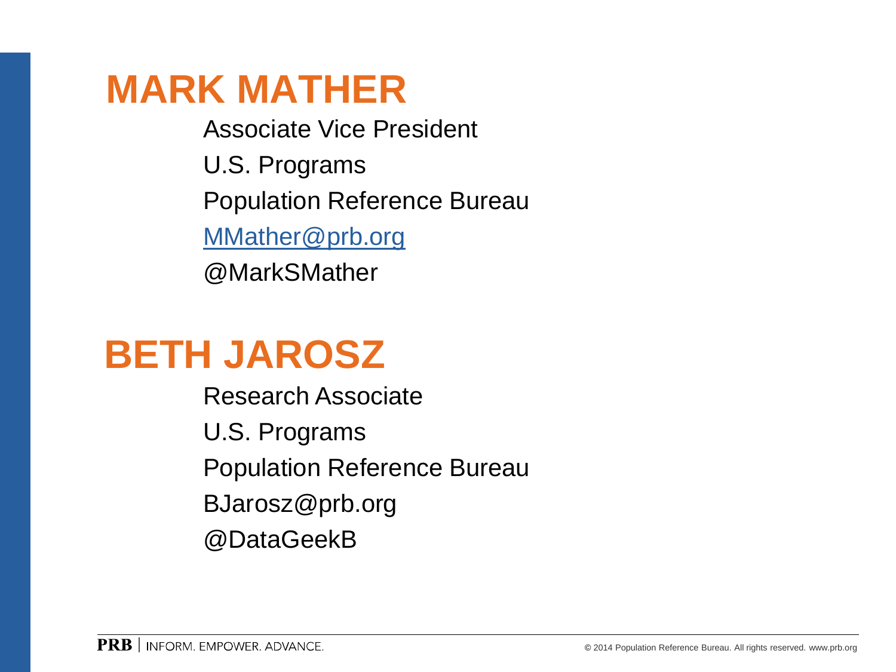# MARK MATHER

Associate Vice President

U.S. Programs

Population Reference Bureau

MMather@prb.org

@MarkSMather

# BETH JAROSZ

Research Associate

U.S. Programs

Population Reference Bureau

BJarosz@prb.org

@DataGeekB